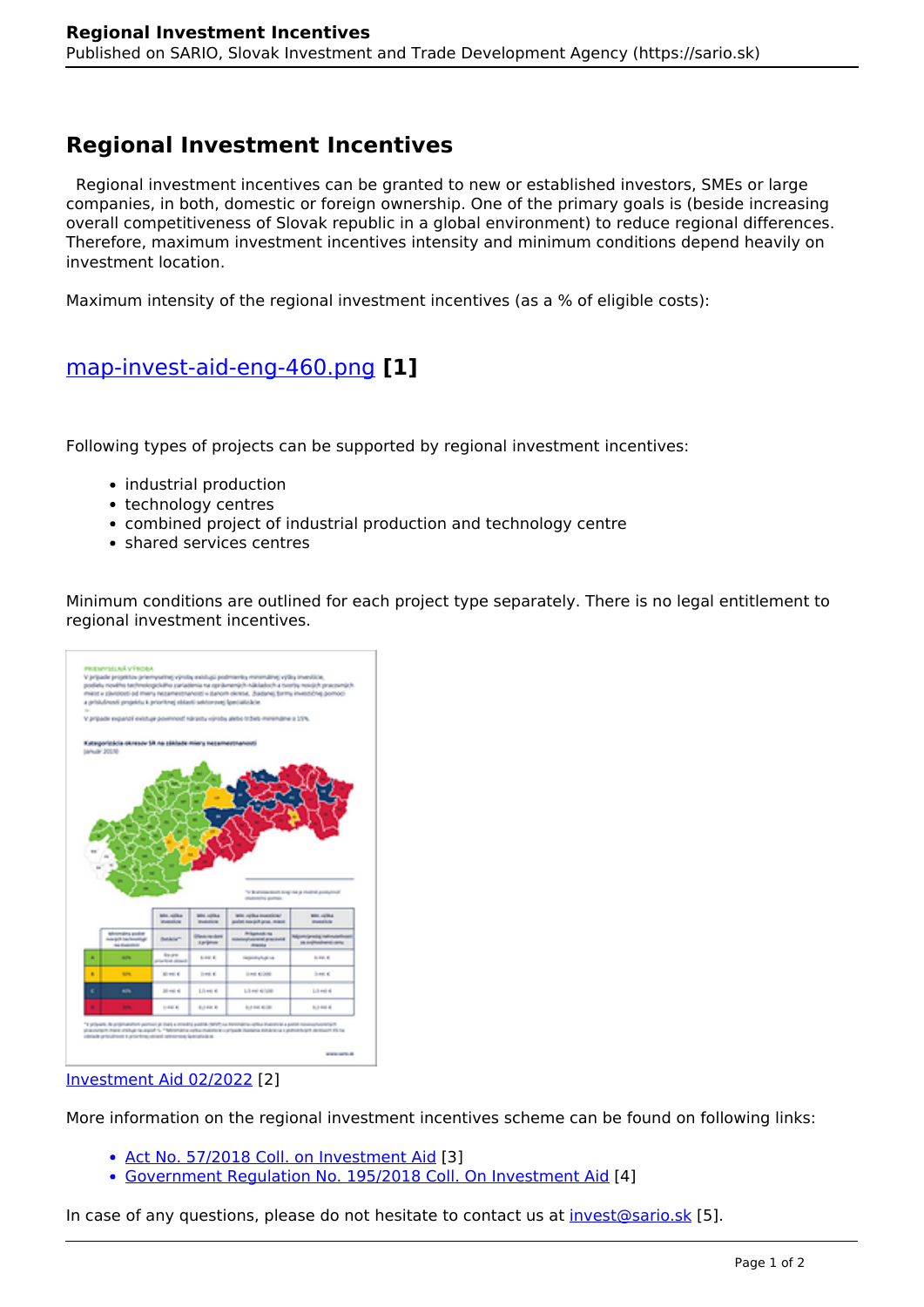# Regional Investment Incentives

Regional investment incentives can be granted to new or established investors, SMEs or large companies, in both, domestic or foreign ownership. One of the primary goals is (beside increasing overall competitiveness of Slovak republic in a global environment) to reduce regional differences. Therefore, maximum investment incentives intensity and minimum conditions depend heavily on investment location.

Maximum intensity of the regional investment incentives (as a % of eligible costs):

## [map-invest-aid-eng-460.png] [1]

Following types of projects can be supported by regional investment incentives:

- industrial production
- technology centres
- combined project of industrial production and technology centre
- shared services centres

Minimum conditions are outlined for each project type separately. There is no legal entitlement to regional investment incentives.

[Investment Aid 02/2022] [2]

More information on the regional investment incentives scheme can be found on following links:

- [Act No. 57/2018 Coll. on Investment Aid] [3]
- [Government Regulation No. 195/2018 Coll. On Investment Aid] [4]

In case of any questions, please do not hesitate to contact us at [invest@sario.sk] [5].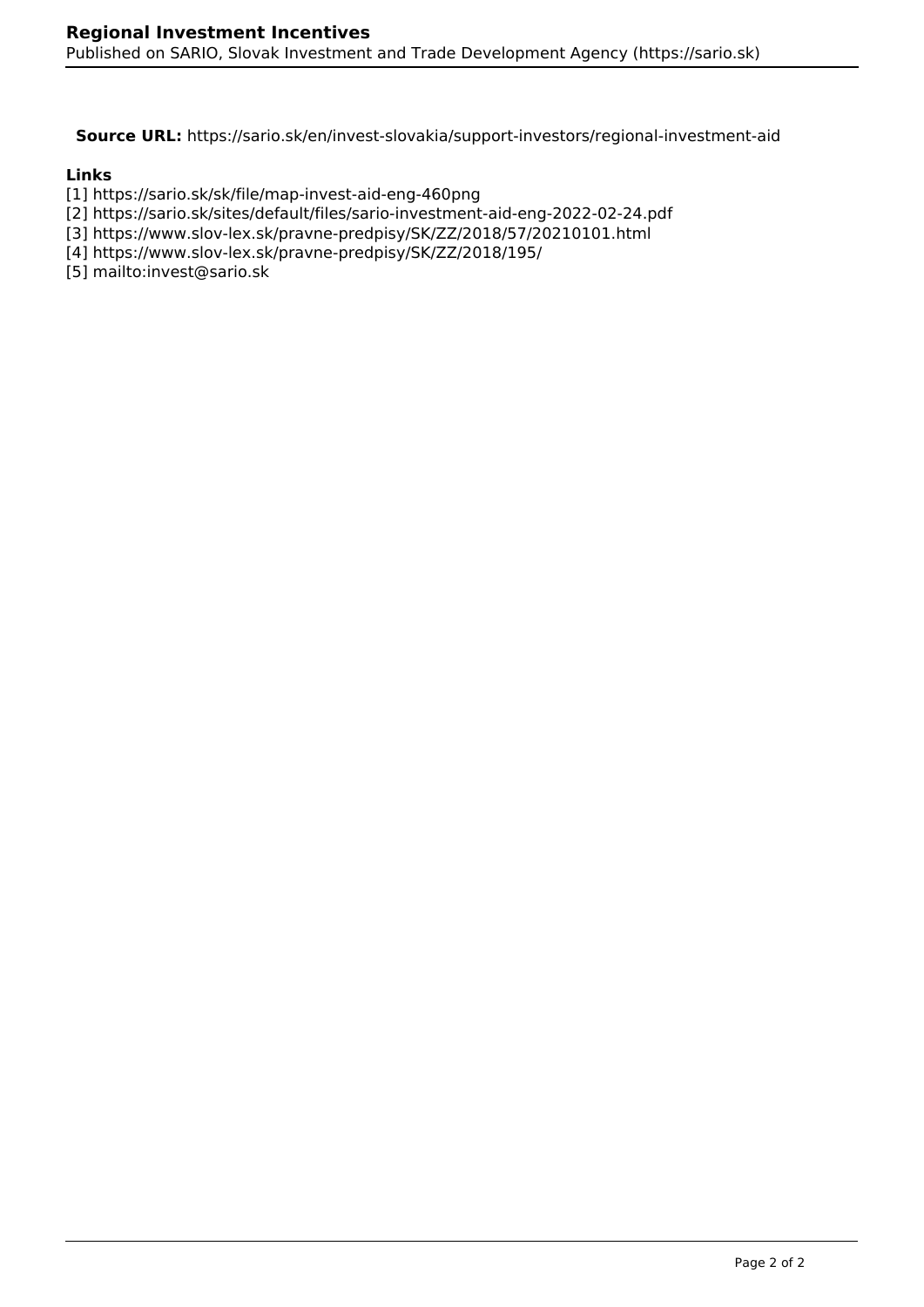**Source URL:** https://sario.sk/en/invest-slovakia/support-investors/regional-investment-aid

**Links**

[1] https://sario.sk/sk/file/map-invest-aid-eng-460png
[2] https://sario.sk/sites/default/files/sario-investment-aid-eng-2022-02-24.pdf
[3] https://www.slov-lex.sk/pravne-predpisy/SK/ZZ/2018/57/20210101.html
[4] https://www.slov-lex.sk/pravne-predpisy/SK/ZZ/2018/195/
[5] mailto:invest@sario.sk